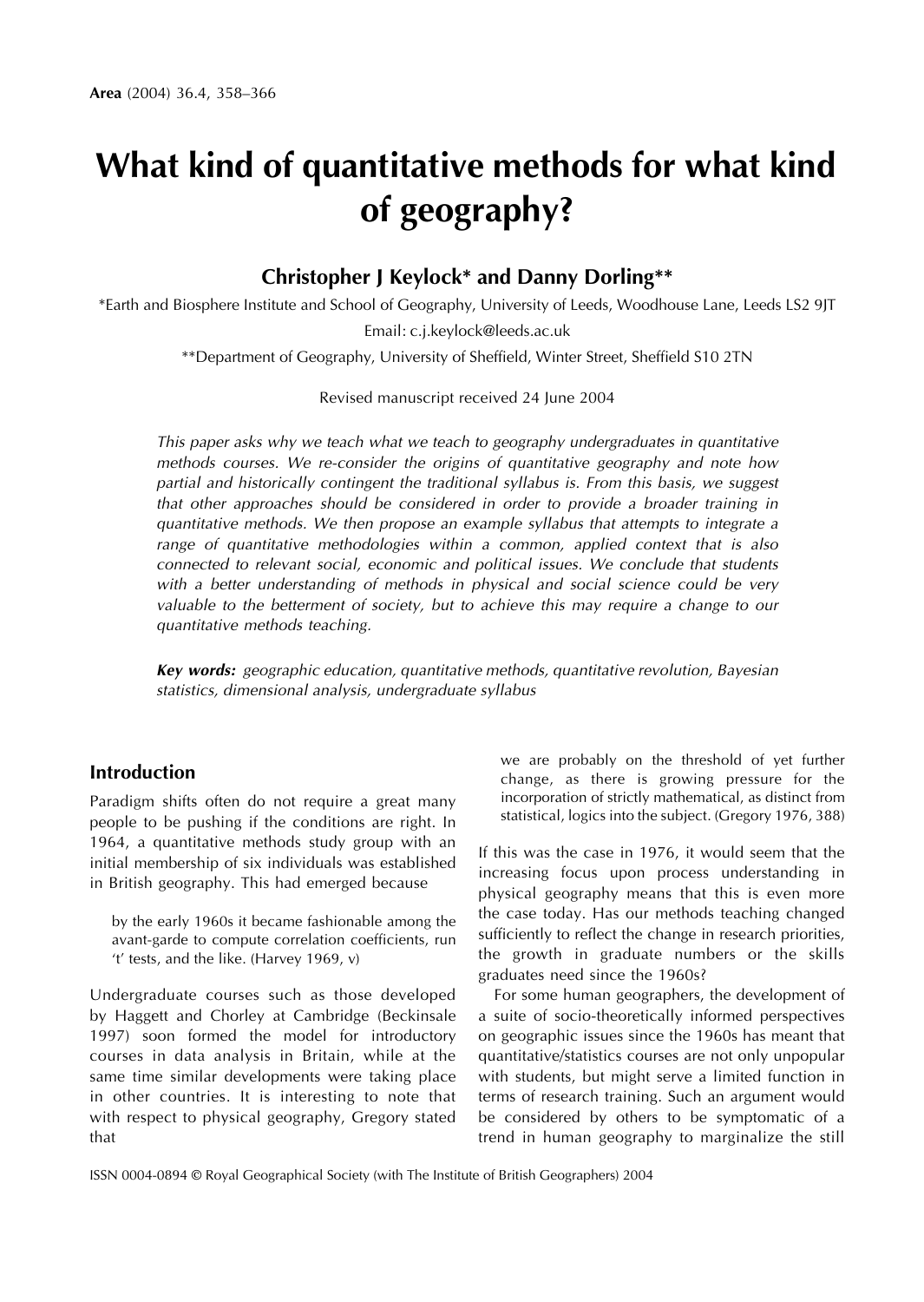# What kind of quantitative methods for what kind of geography?

**Christopher J Keylock* and Danny Dorling****

*Earth and Biosphere Institute and School of Geography, University of Leeds, Woodhouse Lane, Leeds LS2 9JT

Email: c.j.keylock@leeds.ac.uk

**Department of Geography, University of Sheffield, Winter Street, Sheffield S10 2TN

Revised manuscript received 24 June 2004

*This paper asks why we teach what we teach to geography undergraduates in quantitative methods courses. We re-consider the origins of quantitative geography and note how partial and historically contingent the traditional syllabus is. From this basis, we suggest that other approaches should be considered in order to provide a broader training in quantitative methods. We then propose an example syllabus that attempts to integrate a range of quantitative methodologies within a common, applied context that is also connected to relevant social, economic and political issues. We conclude that students with a better understanding of methods in physical and social science could be very valuable to the betterment of society, but to achieve this may require a change to our quantitative methods teaching.*

***Key words:*** *geographic education, quantitative methods, quantitative revolution, Bayesian statistics, dimensional analysis, undergraduate syllabus*

## Introduction

Paradigm shifts often do not require a great many people to be pushing if the conditions are right. In 1964, a quantitative methods study group with an initial membership of six individuals was established in British geography. This had emerged because

> by the early 1960s it became fashionable among the avant-garde to compute correlation coefficients, run 't' tests, and the like. (Harvey 1969, v)

Undergraduate courses such as those developed by Haggett and Chorley at Cambridge (Beckinsale 1997) soon formed the model for introductory courses in data analysis in Britain, while at the same time similar developments were taking place in other countries. It is interesting to note that with respect to physical geography, Gregory stated that

> we are probably on the threshold of yet further change, as there is growing pressure for the incorporation of strictly mathematical, as distinct from statistical, logics into the subject. (Gregory 1976, 388)

If this was the case in 1976, it would seem that the increasing focus upon process understanding in physical geography means that this is even more the case today. Has our methods teaching changed sufficiently to reflect the change in research priorities, the growth in graduate numbers or the skills graduates need since the 1960s?

For some human geographers, the development of a suite of socio-theoretically informed perspectives on geographic issues since the 1960s has meant that quantitative/statistics courses are not only unpopular with students, but might serve a limited function in terms of research training. Such an argument would be considered by others to be symptomatic of a trend in human geography to marginalize the still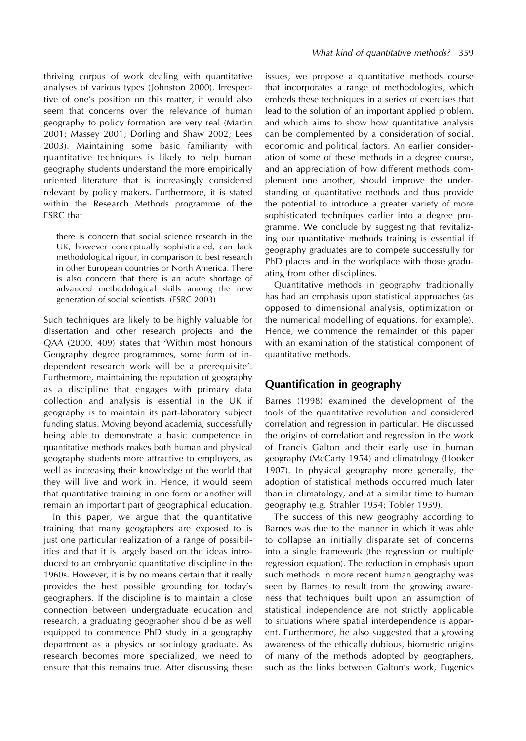thriving corpus of work dealing with quantitative analyses of various types (Johnston 2000). Irrespective of one's position on this matter, it would also seem that concerns over the relevance of human geography to policy formation are very real (Martin 2001; Massey 2001; Dorling and Shaw 2002; Lees 2003). Maintaining some basic familiarity with quantitative techniques is likely to help human geography students understand the more empirically oriented literature that is increasingly considered relevant by policy makers. Furthermore, it is stated within the Research Methods programme of the ESRC that

> there is concern that social science research in the UK, however conceptually sophisticated, can lack methodological rigour, in comparison to best research in other European countries or North America. There is also concern that there is an acute shortage of advanced methodological skills among the new generation of social scientists. (ESRC 2003)

Such techniques are likely to be highly valuable for dissertation and other research projects and the QAA (2000, 409) states that 'Within most honours Geography degree programmes, some form of independent research work will be a prerequisite'. Furthermore, maintaining the reputation of geography as a discipline that engages with primary data collection and analysis is essential in the UK if geography is to maintain its part-laboratory subject funding status. Moving beyond academia, successfully being able to demonstrate a basic competence in quantitative methods makes both human and physical geography students more attractive to employers, as well as increasing their knowledge of the world that they will live and work in. Hence, it would seem that quantitative training in one form or another will remain an important part of geographical education.

In this paper, we argue that the quantitative training that many geographers are exposed to is just one particular realization of a range of possibilities and that it is largely based on the ideas introduced to an embryonic quantitative discipline in the 1960s. However, it is by no means certain that it really provides the best possible grounding for today's geographers. If the discipline is to maintain a close connection between undergraduate education and research, a graduating geographer should be as well equipped to commence PhD study in a geography department as a physics or sociology graduate. As research becomes more specialized, we need to ensure that this remains true. After discussing these issues, we propose a quantitative methods course that incorporates a range of methodologies, which embeds these techniques in a series of exercises that lead to the solution of an important applied problem, and which aims to show how quantitative analysis can be complemented by a consideration of social, economic and political factors. An earlier consideration of some of these methods in a degree course, and an appreciation of how different methods complement one another, should improve the understanding of quantitative methods and thus provide the potential to introduce a greater variety of more sophisticated techniques earlier into a degree programme. We conclude by suggesting that revitalizing our quantitative methods training is essential if geography graduates are to compete successfully for PhD places and in the workplace with those graduating from other disciplines.

Quantitative methods in geography traditionally has had an emphasis upon statistical approaches (as opposed to dimensional analysis, optimization or the numerical modelling of equations, for example). Hence, we commence the remainder of this paper with an examination of the statistical component of quantitative methods.

## Quantification in geography

Barnes (1998) examined the development of the tools of the quantitative revolution and considered correlation and regression in particular. He discussed the origins of correlation and regression in the work of Francis Galton and their early use in human geography (McCarty 1954) and climatology (Hooker 1907). In physical geography more generally, the adoption of statistical methods occurred much later than in climatology, and at a similar time to human geography (e.g. Strahler 1954; Tobler 1959).

The success of this new geography according to Barnes was due to the manner in which it was able to collapse an initially disparate set of concerns into a single framework (the regression or multiple regression equation). The reduction in emphasis upon such methods in more recent human geography was seen by Barnes to result from the growing awareness that techniques built upon an assumption of statistical independence are not strictly applicable to situations where spatial interdependence is apparent. Furthermore, he also suggested that a growing awareness of the ethically dubious, biometric origins of many of the methods adopted by geographers, such as the links between Galton's work, Eugenics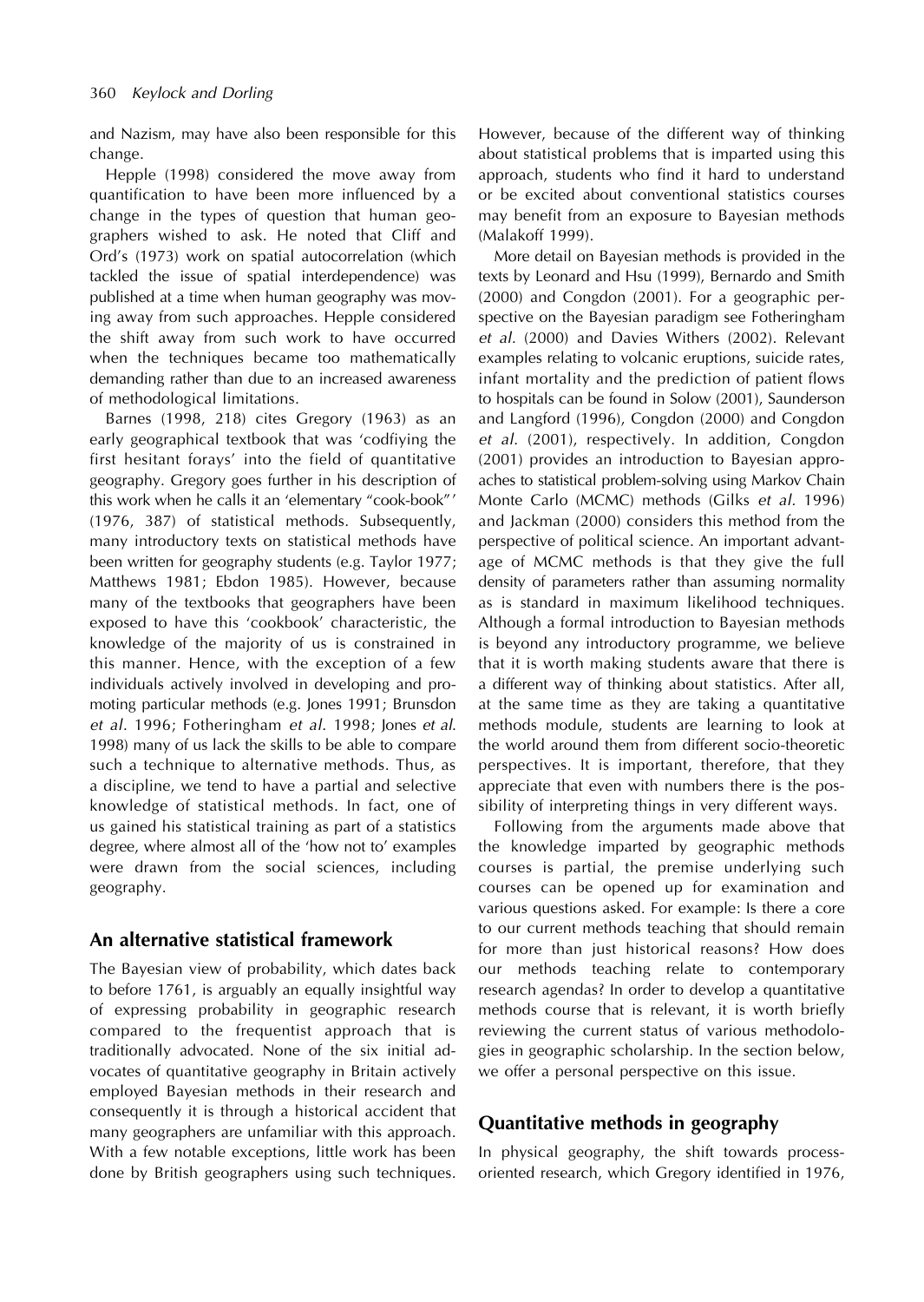and Nazism, may have also been responsible for this change.

Hepple (1998) considered the move away from quantification to have been more influenced by a change in the types of question that human geographers wished to ask. He noted that Cliff and Ord's (1973) work on spatial autocorrelation (which tackled the issue of spatial interdependence) was published at a time when human geography was moving away from such approaches. Hepple considered the shift away from such work to have occurred when the techniques became too mathematically demanding rather than due to an increased awareness of methodological limitations.

Barnes (1998, 218) cites Gregory (1963) as an early geographical textbook that was 'codfiying the first hesitant forays' into the field of quantitative geography. Gregory goes further in his description of this work when he calls it an 'elementary "cook-book"' (1976, 387) of statistical methods. Subsequently, many introductory texts on statistical methods have been written for geography students (e.g. Taylor 1977; Matthews 1981; Ebdon 1985). However, because many of the textbooks that geographers have been exposed to have this 'cookbook' characteristic, the knowledge of the majority of us is constrained in this manner. Hence, with the exception of a few individuals actively involved in developing and promoting particular methods (e.g. Jones 1991; Brunsdon *et al.* 1996; Fotheringham *et al.* 1998; Jones *et al.* 1998) many of us lack the skills to be able to compare such a technique to alternative methods. Thus, as a discipline, we tend to have a partial and selective knowledge of statistical methods. In fact, one of us gained his statistical training as part of a statistics degree, where almost all of the 'how not to' examples were drawn from the social sciences, including geography.

## An alternative statistical framework

The Bayesian view of probability, which dates back to before 1761, is arguably an equally insightful way of expressing probability in geographic research compared to the frequentist approach that is traditionally advocated. None of the six initial advocates of quantitative geography in Britain actively employed Bayesian methods in their research and consequently it is through a historical accident that many geographers are unfamiliar with this approach. With a few notable exceptions, little work has been done by British geographers using such techniques. However, because of the different way of thinking about statistical problems that is imparted using this approach, students who find it hard to understand or be excited about conventional statistics courses may benefit from an exposure to Bayesian methods (Malakoff 1999).

More detail on Bayesian methods is provided in the texts by Leonard and Hsu (1999), Bernardo and Smith (2000) and Congdon (2001). For a geographic perspective on the Bayesian paradigm see Fotheringham *et al.* (2000) and Davies Withers (2002). Relevant examples relating to volcanic eruptions, suicide rates, infant mortality and the prediction of patient flows to hospitals can be found in Solow (2001), Saunderson and Langford (1996), Congdon (2000) and Congdon *et al.* (2001), respectively. In addition, Congdon (2001) provides an introduction to Bayesian approaches to statistical problem-solving using Markov Chain Monte Carlo (MCMC) methods (Gilks *et al.* 1996) and Jackman (2000) considers this method from the perspective of political science. An important advantage of MCMC methods is that they give the full density of parameters rather than assuming normality as is standard in maximum likelihood techniques. Although a formal introduction to Bayesian methods is beyond any introductory programme, we believe that it is worth making students aware that there is a different way of thinking about statistics. After all, at the same time as they are taking a quantitative methods module, students are learning to look at the world around them from different socio-theoretic perspectives. It is important, therefore, that they appreciate that even with numbers there is the possibility of interpreting things in very different ways.

Following from the arguments made above that the knowledge imparted by geographic methods courses is partial, the premise underlying such courses can be opened up for examination and various questions asked. For example: Is there a core to our current methods teaching that should remain for more than just historical reasons? How does our methods teaching relate to contemporary research agendas? In order to develop a quantitative methods course that is relevant, it is worth briefly reviewing the current status of various methodologies in geographic scholarship. In the section below, we offer a personal perspective on this issue.

## Quantitative methods in geography

In physical geography, the shift towards process-oriented research, which Gregory identified in 1976,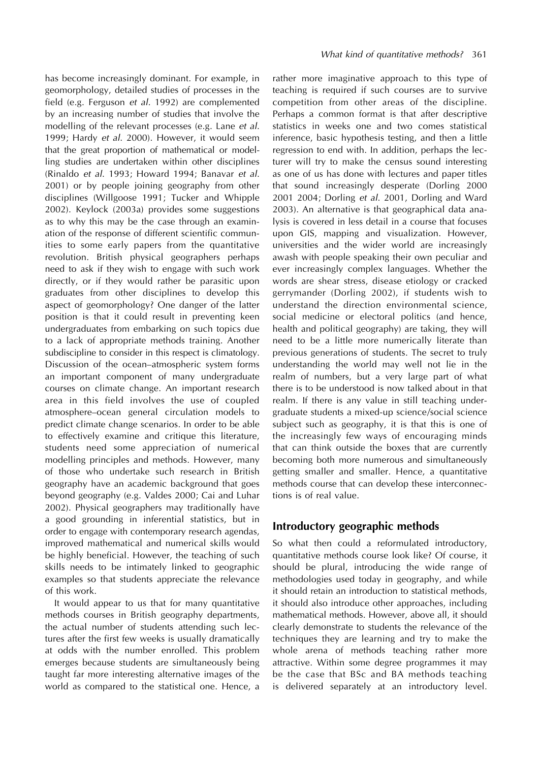has become increasingly dominant. For example, in geomorphology, detailed studies of processes in the field (e.g. Ferguson *et al.* 1992) are complemented by an increasing number of studies that involve the modelling of the relevant processes (e.g. Lane *et al.* 1999; Hardy *et al.* 2000). However, it would seem that the great proportion of mathematical or modelling studies are undertaken within other disciplines (Rinaldo *et al.* 1993; Howard 1994; Banavar *et al.* 2001) or by people joining geography from other disciplines (Willgoose 1991; Tucker and Whipple 2002). Keylock (2003a) provides some suggestions as to why this may be the case through an examination of the response of different scientific communities to some early papers from the quantitative revolution. British physical geographers perhaps need to ask if they wish to engage with such work directly, or if they would rather be parasitic upon graduates from other disciplines to develop this aspect of geomorphology? One danger of the latter position is that it could result in preventing keen undergraduates from embarking on such topics due to a lack of appropriate methods training. Another subdiscipline to consider in this respect is climatology. Discussion of the ocean–atmospheric system forms an important component of many undergraduate courses on climate change. An important research area in this field involves the use of coupled atmosphere–ocean general circulation models to predict climate change scenarios. In order to be able to effectively examine and critique this literature, students need some appreciation of numerical modelling principles and methods. However, many of those who undertake such research in British geography have an academic background that goes beyond geography (e.g. Valdes 2000; Cai and Luhar 2002). Physical geographers may traditionally have a good grounding in inferential statistics, but in order to engage with contemporary research agendas, improved mathematical and numerical skills would be highly beneficial. However, the teaching of such skills needs to be intimately linked to geographic examples so that students appreciate the relevance of this work.

It would appear to us that for many quantitative methods courses in British geography departments, the actual number of students attending such lectures after the first few weeks is usually dramatically at odds with the number enrolled. This problem emerges because students are simultaneously being taught far more interesting alternative images of the world as compared to the statistical one. Hence, a rather more imaginative approach to this type of teaching is required if such courses are to survive competition from other areas of the discipline. Perhaps a common format is that after descriptive statistics in weeks one and two comes statistical inference, basic hypothesis testing, and then a little regression to end with. In addition, perhaps the lecturer will try to make the census sound interesting as one of us has done with lectures and paper titles that sound increasingly desperate (Dorling 2000 2001 2004; Dorling *et al.* 2001, Dorling and Ward 2003). An alternative is that geographical data analysis is covered in less detail in a course that focuses upon GIS, mapping and visualization. However, universities and the wider world are increasingly awash with people speaking their own peculiar and ever increasingly complex languages. Whether the words are shear stress, disease etiology or cracked gerrymander (Dorling 2002), if students wish to understand the direction environmental science, social medicine or electoral politics (and hence, health and political geography) are taking, they will need to be a little more numerically literate than previous generations of students. The secret to truly understanding the world may well not lie in the realm of numbers, but a very large part of what there is to be understood is now talked about in that realm. If there is any value in still teaching undergraduate students a mixed-up science/social science subject such as geography, it is that this is one of the increasingly few ways of encouraging minds that can think outside the boxes that are currently becoming both more numerous and simultaneously getting smaller and smaller. Hence, a quantitative methods course that can develop these interconnections is of real value.

## Introductory geographic methods

So what then could a reformulated introductory, quantitative methods course look like? Of course, it should be plural, introducing the wide range of methodologies used today in geography, and while it should retain an introduction to statistical methods, it should also introduce other approaches, including mathematical methods. However, above all, it should clearly demonstrate to students the relevance of the techniques they are learning and try to make the whole arena of methods teaching rather more attractive. Within some degree programmes it may be the case that BSc and BA methods teaching is delivered separately at an introductory level.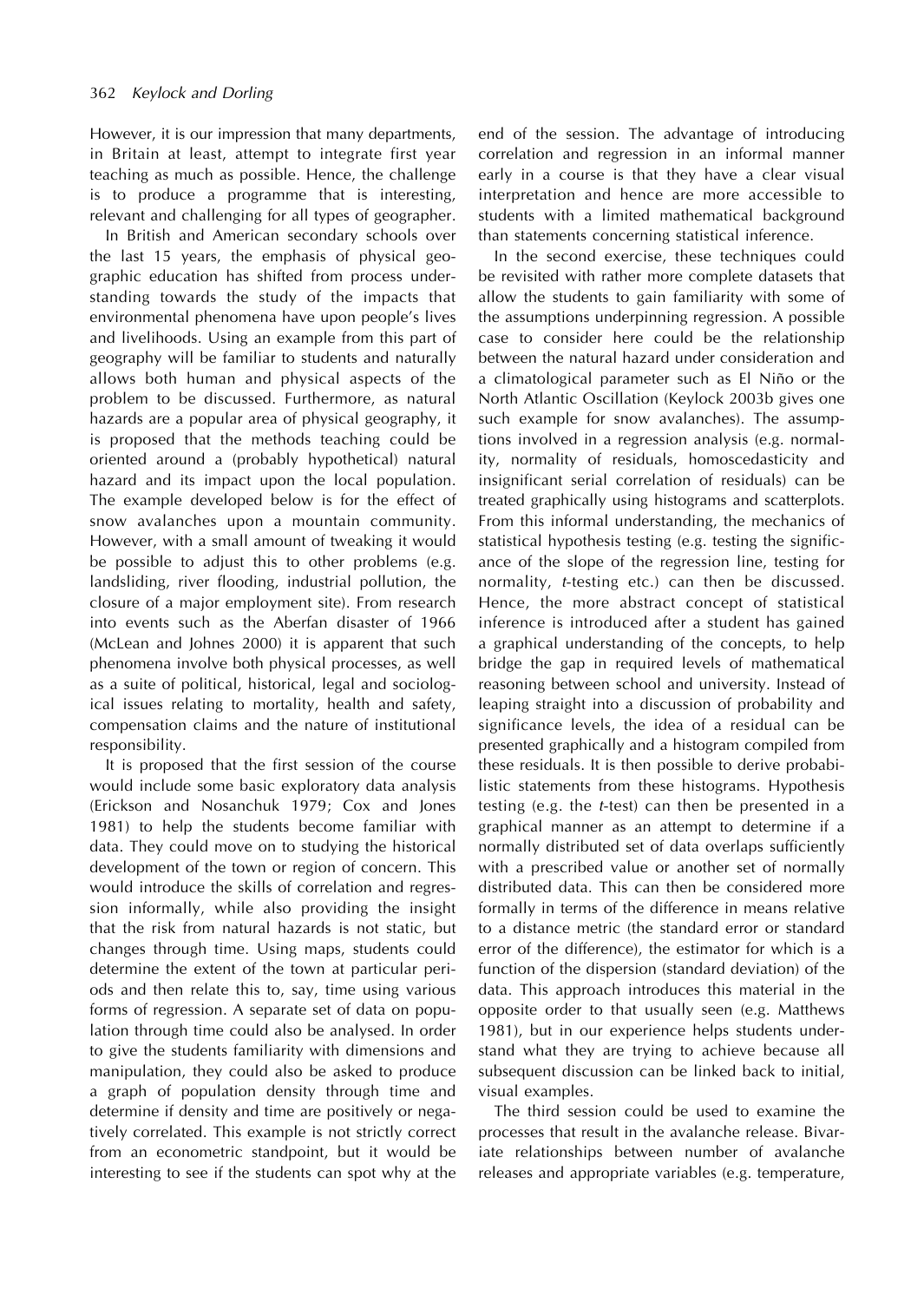However, it is our impression that many departments, in Britain at least, attempt to integrate first year teaching as much as possible. Hence, the challenge is to produce a programme that is interesting, relevant and challenging for all types of geographer.

In British and American secondary schools over the last 15 years, the emphasis of physical geographic education has shifted from process understanding towards the study of the impacts that environmental phenomena have upon people's lives and livelihoods. Using an example from this part of geography will be familiar to students and naturally allows both human and physical aspects of the problem to be discussed. Furthermore, as natural hazards are a popular area of physical geography, it is proposed that the methods teaching could be oriented around a (probably hypothetical) natural hazard and its impact upon the local population. The example developed below is for the effect of snow avalanches upon a mountain community. However, with a small amount of tweaking it would be possible to adjust this to other problems (e.g. landsliding, river flooding, industrial pollution, the closure of a major employment site). From research into events such as the Aberfan disaster of 1966 (McLean and Johnes 2000) it is apparent that such phenomena involve both physical processes, as well as a suite of political, historical, legal and sociological issues relating to mortality, health and safety, compensation claims and the nature of institutional responsibility.

It is proposed that the first session of the course would include some basic exploratory data analysis (Erickson and Nosanchuk 1979; Cox and Jones 1981) to help the students become familiar with data. They could move on to studying the historical development of the town or region of concern. This would introduce the skills of correlation and regression informally, while also providing the insight that the risk from natural hazards is not static, but changes through time. Using maps, students could determine the extent of the town at particular periods and then relate this to, say, time using various forms of regression. A separate set of data on population through time could also be analysed. In order to give the students familiarity with dimensions and manipulation, they could also be asked to produce a graph of population density through time and determine if density and time are positively or negatively correlated. This example is not strictly correct from an econometric standpoint, but it would be interesting to see if the students can spot why at the end of the session. The advantage of introducing correlation and regression in an informal manner early in a course is that they have a clear visual interpretation and hence are more accessible to students with a limited mathematical background than statements concerning statistical inference.

In the second exercise, these techniques could be revisited with rather more complete datasets that allow the students to gain familiarity with some of the assumptions underpinning regression. A possible case to consider here could be the relationship between the natural hazard under consideration and a climatological parameter such as El Niño or the North Atlantic Oscillation (Keylock 2003b gives one such example for snow avalanches). The assumptions involved in a regression analysis (e.g. normality, normality of residuals, homoscedasticity and insignificant serial correlation of residuals) can be treated graphically using histograms and scatterplots. From this informal understanding, the mechanics of statistical hypothesis testing (e.g. testing the significance of the slope of the regression line, testing for normality, *t*-testing etc.) can then be discussed. Hence, the more abstract concept of statistical inference is introduced after a student has gained a graphical understanding of the concepts, to help bridge the gap in required levels of mathematical reasoning between school and university. Instead of leaping straight into a discussion of probability and significance levels, the idea of a residual can be presented graphically and a histogram compiled from these residuals. It is then possible to derive probabilistic statements from these histograms. Hypothesis testing (e.g. the *t*-test) can then be presented in a graphical manner as an attempt to determine if a normally distributed set of data overlaps sufficiently with a prescribed value or another set of normally distributed data. This can then be considered more formally in terms of the difference in means relative to a distance metric (the standard error or standard error of the difference), the estimator for which is a function of the dispersion (standard deviation) of the data. This approach introduces this material in the opposite order to that usually seen (e.g. Matthews 1981), but in our experience helps students understand what they are trying to achieve because all subsequent discussion can be linked back to initial, visual examples.

The third session could be used to examine the processes that result in the avalanche release. Bivariate relationships between number of avalanche releases and appropriate variables (e.g. temperature,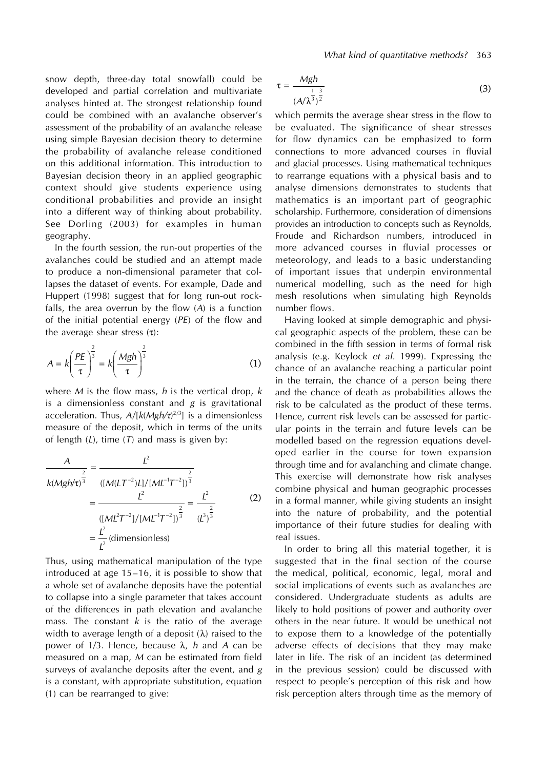snow depth, three-day total snowfall) could be developed and partial correlation and multivariate analyses hinted at. The strongest relationship found could be combined with an avalanche observer's assessment of the probability of an avalanche release using simple Bayesian decision theory to determine the probability of avalanche release conditioned on this additional information. This introduction to Bayesian decision theory in an applied geographic context should give students experience using conditional probabilities and provide an insight into a different way of thinking about probability. See Dorling (2003) for examples in human geography.

In the fourth session, the run-out properties of the avalanches could be studied and an attempt made to produce a non-dimensional parameter that collapses the dataset of events. For example, Dade and Huppert (1998) suggest that for long run-out rockfalls, the area overrun by the flow ($A$) is a function of the initial potential energy ($PE$) of the flow and the average shear stress ($\tau$):

$$A = k\left(\frac{PE}{\tau}\right)^{\frac{2}{3}} = k\left(\frac{Mgh}{\tau}\right)^{\frac{2}{3}} \tag{1}$$

where $M$ is the flow mass, $h$ is the vertical drop, $k$ is a dimensionless constant and $g$ is gravitational acceleration. Thus, $A/[k(Mgh/\tau)^{2/3}]$ is a dimensionless measure of the deposit, which in terms of the units of length ($L$), time ($T$) and mass is given by:

$$\begin{aligned}\frac{A}{k(Mgh/\tau)^{\frac{2}{3}}} &= \frac{L^2}{([M(LT^{-2})L]/[ML^{-1}T^{-2}])^{\frac{2}{3}}} \\ &= \frac{L^2}{([ML^2T^{-2}]/[ML^{-1}T^{-2}])^{\frac{2}{3}}} = \frac{L^2}{(L^3)^{\frac{2}{3}}} \\ &= \frac{L^2}{L^2}\text{(dimensionless)}\end{aligned} \tag{2}$$

Thus, using mathematical manipulation of the type introduced at age 15–16, it is possible to show that a whole set of avalanche deposits have the potential to collapse into a single parameter that takes account of the differences in path elevation and avalanche mass. The constant $k$ is the ratio of the average width to average length of a deposit ($\lambda$) raised to the power of 1/3. Hence, because $\lambda$, $h$ and $A$ can be measured on a map, $M$ can be estimated from field surveys of avalanche deposits after the event, and $g$ is a constant, with appropriate substitution, equation (1) can be rearranged to give:

$$\tau = \frac{Mgh}{(A/\lambda^{\frac{1}{3}})^{\frac{3}{2}}} \tag{3}$$

which permits the average shear stress in the flow to be evaluated. The significance of shear stresses for flow dynamics can be emphasized to form connections to more advanced courses in fluvial and glacial processes. Using mathematical techniques to rearrange equations with a physical basis and to analyse dimensions demonstrates to students that mathematics is an important part of geographic scholarship. Furthermore, consideration of dimensions provides an introduction to concepts such as Reynolds, Froude and Richardson numbers, introduced in more advanced courses in fluvial processes or meteorology, and leads to a basic understanding of important issues that underpin environmental numerical modelling, such as the need for high mesh resolutions when simulating high Reynolds number flows.

Having looked at simple demographic and physical geographic aspects of the problem, these can be combined in the fifth session in terms of formal risk analysis (e.g. Keylock *et al.* 1999). Expressing the chance of an avalanche reaching a particular point in the terrain, the chance of a person being there and the chance of death as probabilities allows the risk to be calculated as the product of these terms. Hence, current risk levels can be assessed for particular points in the terrain and future levels can be modelled based on the regression equations developed earlier in the course for town expansion through time and for avalanching and climate change. This exercise will demonstrate how risk analyses combine physical and human geographic processes in a formal manner, while giving students an insight into the nature of probability, and the potential importance of their future studies for dealing with real issues.

In order to bring all this material together, it is suggested that in the final section of the course the medical, political, economic, legal, moral and social implications of events such as avalanches are considered. Undergraduate students as adults are likely to hold positions of power and authority over others in the near future. It would be unethical not to expose them to a knowledge of the potentially adverse effects of decisions that they may make later in life. The risk of an incident (as determined in the previous session) could be discussed with respect to people's perception of this risk and how risk perception alters through time as the memory of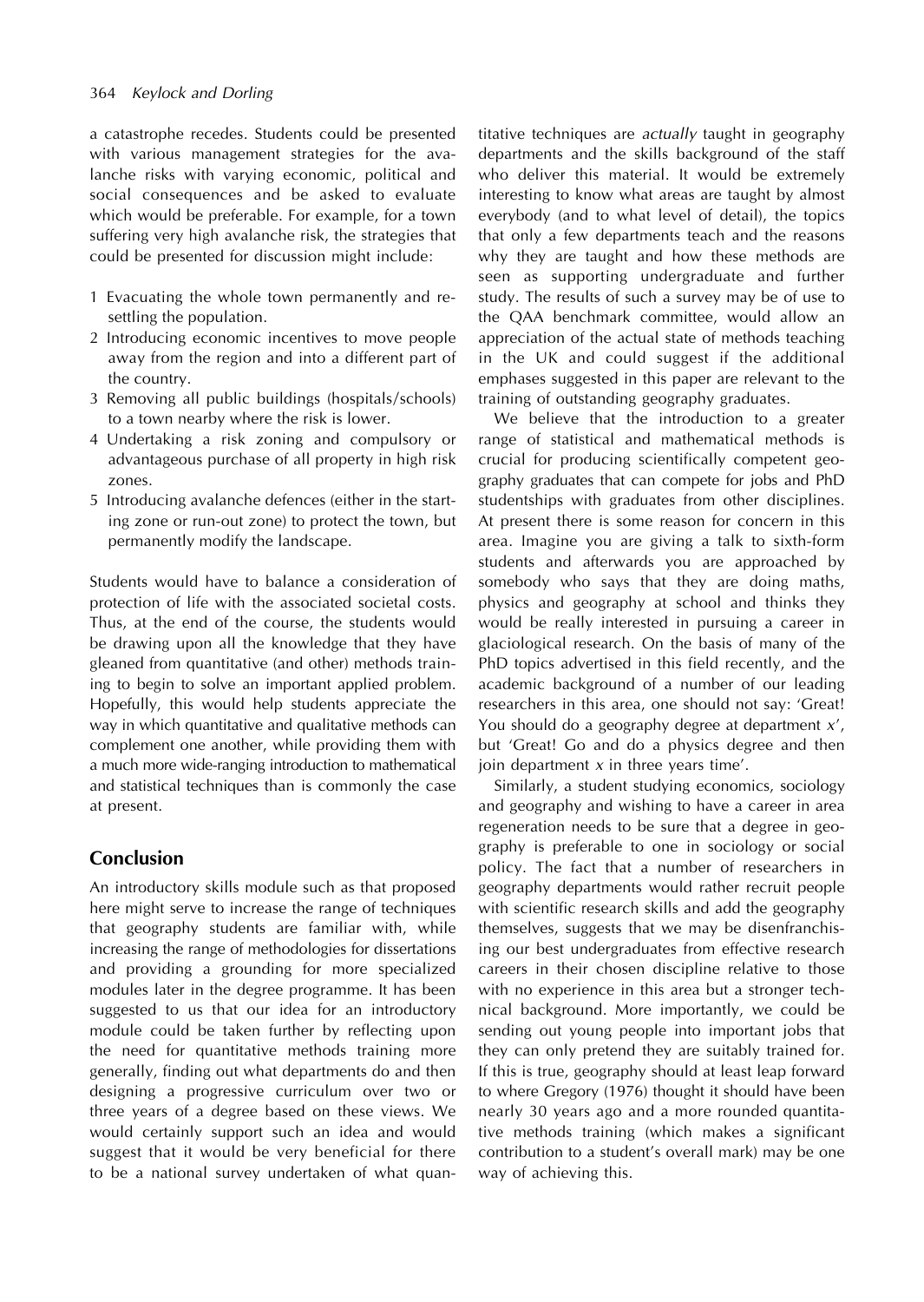a catastrophe recedes. Students could be presented with various management strategies for the avalanche risks with varying economic, political and social consequences and be asked to evaluate which would be preferable. For example, for a town suffering very high avalanche risk, the strategies that could be presented for discussion might include:

1. Evacuating the whole town permanently and resettling the population.
2. Introducing economic incentives to move people away from the region and into a different part of the country.
3. Removing all public buildings (hospitals/schools) to a town nearby where the risk is lower.
4. Undertaking a risk zoning and compulsory or advantageous purchase of all property in high risk zones.
5. Introducing avalanche defences (either in the starting zone or run-out zone) to protect the town, but permanently modify the landscape.

Students would have to balance a consideration of protection of life with the associated societal costs. Thus, at the end of the course, the students would be drawing upon all the knowledge that they have gleaned from quantitative (and other) methods training to begin to solve an important applied problem. Hopefully, this would help students appreciate the way in which quantitative and qualitative methods can complement one another, while providing them with a much more wide-ranging introduction to mathematical and statistical techniques than is commonly the case at present.

## Conclusion

An introductory skills module such as that proposed here might serve to increase the range of techniques that geography students are familiar with, while increasing the range of methodologies for dissertations and providing a grounding for more specialized modules later in the degree programme. It has been suggested to us that our idea for an introductory module could be taken further by reflecting upon the need for quantitative methods training more generally, finding out what departments do and then designing a progressive curriculum over two or three years of a degree based on these views. We would certainly support such an idea and would suggest that it would be very beneficial for there to be a national survey undertaken of what quantitative techniques are *actually* taught in geography departments and the skills background of the staff who deliver this material. It would be extremely interesting to know what areas are taught by almost everybody (and to what level of detail), the topics that only a few departments teach and the reasons why they are taught and how these methods are seen as supporting undergraduate and further study. The results of such a survey may be of use to the QAA benchmark committee, would allow an appreciation of the actual state of methods teaching in the UK and could suggest if the additional emphases suggested in this paper are relevant to the training of outstanding geography graduates.

We believe that the introduction to a greater range of statistical and mathematical methods is crucial for producing scientifically competent geography graduates that can compete for jobs and PhD studentships with graduates from other disciplines. At present there is some reason for concern in this area. Imagine you are giving a talk to sixth-form students and afterwards you are approached by somebody who says that they are doing maths, physics and geography at school and thinks they would be really interested in pursuing a career in glaciological research. On the basis of many of the PhD topics advertised in this field recently, and the academic background of a number of our leading researchers in this area, one should not say: 'Great! You should do a geography degree at department *x*', but 'Great! Go and do a physics degree and then join department *x* in three years time'.

Similarly, a student studying economics, sociology and geography and wishing to have a career in area regeneration needs to be sure that a degree in geography is preferable to one in sociology or social policy. The fact that a number of researchers in geography departments would rather recruit people with scientific research skills and add the geography themselves, suggests that we may be disenfranchising our best undergraduates from effective research careers in their chosen discipline relative to those with no experience in this area but a stronger technical background. More importantly, we could be sending out young people into important jobs that they can only pretend they are suitably trained for. If this is true, geography should at least leap forward to where Gregory (1976) thought it should have been nearly 30 years ago and a more rounded quantitative methods training (which makes a significant contribution to a student's overall mark) may be one way of achieving this.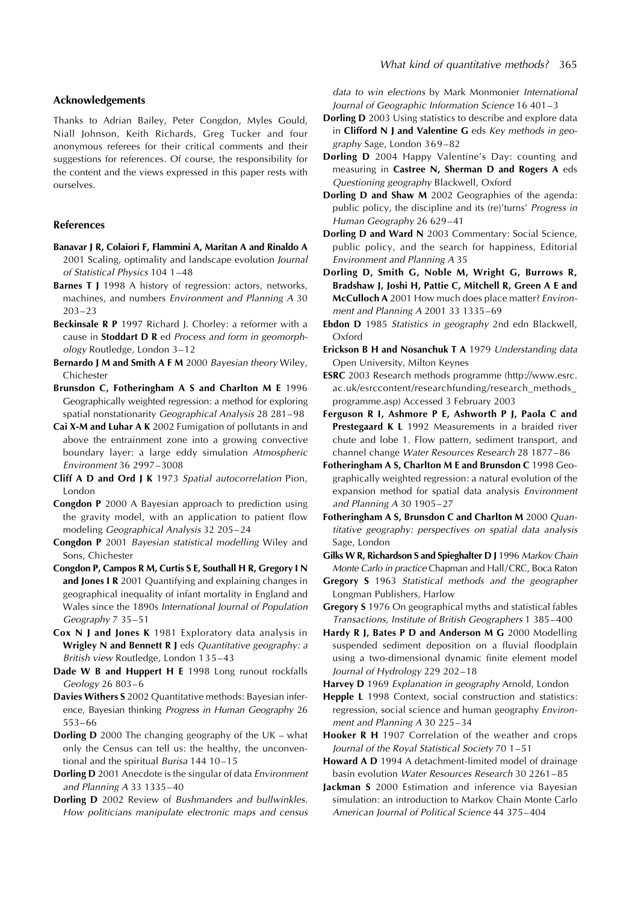## Acknowledgements

Thanks to Adrian Bailey, Peter Congdon, Myles Gould, Niall Johnson, Keith Richards, Greg Tucker and four anonymous referees for their critical comments and their suggestions for references. Of course, the responsibility for the content and the views expressed in this paper rests with ourselves.

## References

**Banavar J R, Colaiori F, Flammini A, Maritan A and Rinaldo A** 2001 Scaling, optimality and landscape evolution *Journal of Statistical Physics* 104 1–48

**Barnes T J** 1998 A history of regression: actors, networks, machines, and numbers *Environment and Planning A* 30 203–23

**Beckinsale R P** 1997 Richard J. Chorley: a reformer with a cause in **Stoddart D R** ed *Process and form in geomorphology* Routledge, London 3–12

**Bernardo J M and Smith A F M** 2000 *Bayesian theory* Wiley, Chichester

**Brunsdon C, Fotheringham A S and Charlton M E** 1996 Geographically weighted regression: a method for exploring spatial nonstationarity *Geographical Analysis* 28 281–98

**Cai X-M and Luhar A K** 2002 Fumigation of pollutants in and above the entrainment zone into a growing convective boundary layer: a large eddy simulation *Atmospheric Environment* 36 2997–3008

**Cliff A D and Ord J K** 1973 *Spatial autocorrelation* Pion, London

**Congdon P** 2000 A Bayesian approach to prediction using the gravity model, with an application to patient flow modeling *Geographical Analysis* 32 205–24

**Congdon P** 2001 *Bayesian statistical modelling* Wiley and Sons, Chichester

**Congdon P, Campos R M, Curtis S E, Southall H R, Gregory I N and Jones I R** 2001 Quantifying and explaining changes in geographical inequality of infant mortality in England and Wales since the 1890s *International Journal of Population Geography* 7 35–51

**Cox N J and Jones K** 1981 Exploratory data analysis in **Wrigley N and Bennett R J** eds *Quantitative geography: a British view* Routledge, London 135–43

**Dade W B and Huppert H E** 1998 Long runout rockfalls *Geology* 26 803–6

**Davies Withers S** 2002 Quantitative methods: Bayesian inference, Bayesian thinking *Progress in Human Geography* 26 553–66

**Dorling D** 2000 The changing geography of the UK – what only the Census can tell us: the healthy, the unconventional and the spiritual *Burisa* 144 10–15

**Dorling D** 2001 Anecdote is the singular of data *Environment and Planning A* 33 1335–40

**Dorling D** 2002 Review of *Bushmanders and bullwinkles. How politicians manipulate electronic maps and census data to win elections* by Mark Monmonier *International Journal of Geographic Information Science* 16 401–3

**Dorling D** 2003 Using statistics to describe and explore data in **Clifford N J and Valentine G** eds *Key methods in geography* Sage, London 369–82

**Dorling D** 2004 Happy Valentine's Day: counting and measuring in **Castree N, Sherman D and Rogers A** eds *Questioning geography* Blackwell, Oxford

**Dorling D and Shaw M** 2002 Geographies of the agenda: public policy, the discipline and its (re)'turns' *Progress in Human Geography* 26 629–41

**Dorling D and Ward N** 2003 Commentary: Social Science, public policy, and the search for happiness, Editorial *Environment and Planning A* 35

**Dorling D, Smith G, Noble M, Wright G, Burrows R, Bradshaw J, Joshi H, Pattie C, Mitchell R, Green A E and McCulloch A** 2001 How much does place matter? *Environment and Planning A* 2001 33 1335–69

**Ebdon D** 1985 *Statistics in geography* 2nd edn Blackwell, Oxford

**Erickson B H and Nosanchuk T A** 1979 *Understanding data* Open University, Milton Keynes

**ESRC** 2003 Research methods programme (http://www.esrc.ac.uk/esrccontent/researchfunding/research_methods_programme.asp) Accessed 3 February 2003

**Ferguson R I, Ashmore P E, Ashworth P J, Paola C and Prestegaard K L** 1992 Measurements in a braided river chute and lobe 1. Flow pattern, sediment transport, and channel change *Water Resources Research* 28 1877–86

**Fotheringham A S, Charlton M E and Brunsdon C** 1998 Geographically weighted regression: a natural evolution of the expansion method for spatial data analysis *Environment and Planning A* 30 1905–27

**Fotheringham A S, Brunsdon C and Charlton M** 2000 *Quantitative geography: perspectives on spatial data analysis* Sage, London

**Gilks W R, Richardson S and Spieghalter D J** 1996 *Markov Chain Monte Carlo in practice* Chapman and Hall/CRC, Boca Raton

**Gregory S** 1963 *Statistical methods and the geographer* Longman Publishers, Harlow

**Gregory S** 1976 On geographical myths and statistical fables *Transactions, Institute of British Geographers* 1 385–400

**Hardy R J, Bates P D and Anderson M G** 2000 Modelling suspended sediment deposition on a fluvial floodplain using a two-dimensional dynamic finite element model *Journal of Hydrology* 229 202–18

**Harvey D** 1969 *Explanation in geography* Arnold, London

**Hepple L** 1998 Context, social construction and statistics: regression, social science and human geography *Environment and Planning A* 30 225–34

**Hooker R H** 1907 Correlation of the weather and crops *Journal of the Royal Statistical Society* 70 1–51

**Howard A D** 1994 A detachment-limited model of drainage basin evolution *Water Resources Research* 30 2261–85

**Jackman S** 2000 Estimation and inference via Bayesian simulation: an introduction to Markov Chain Monte Carlo *American Journal of Political Science* 44 375–404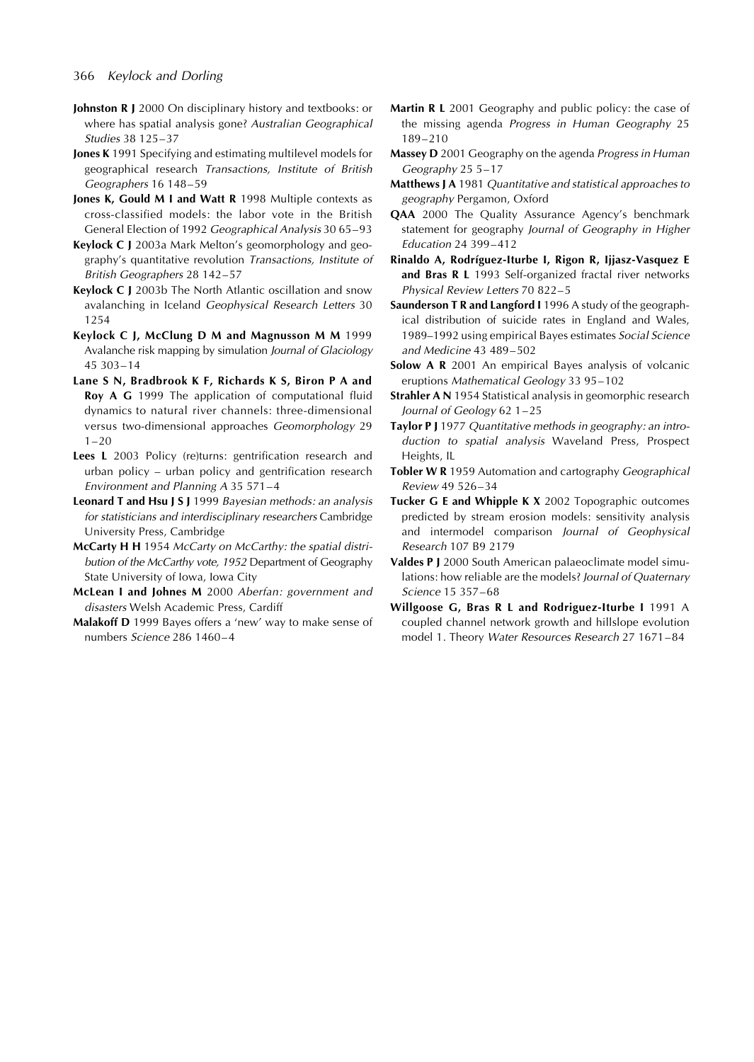**Johnston R J** 2000 On disciplinary history and textbooks: or where has spatial analysis gone? *Australian Geographical Studies* 38 125–37

**Jones K** 1991 Specifying and estimating multilevel models for geographical research *Transactions, Institute of British Geographers* 16 148–59

**Jones K, Gould M I and Watt R** 1998 Multiple contexts as cross-classified models: the labor vote in the British General Election of 1992 *Geographical Analysis* 30 65–93

**Keylock C J** 2003a Mark Melton's geomorphology and geography's quantitative revolution *Transactions, Institute of British Geographers* 28 142–57

**Keylock C J** 2003b The North Atlantic oscillation and snow avalanching in Iceland *Geophysical Research Letters* 30 1254

**Keylock C J, McClung D M and Magnusson M M** 1999 Avalanche risk mapping by simulation *Journal of Glaciology* 45 303–14

**Lane S N, Bradbrook K F, Richards K S, Biron P A and Roy A G** 1999 The application of computational fluid dynamics to natural river channels: three-dimensional versus two-dimensional approaches *Geomorphology* 29 1–20

**Lees L** 2003 Policy (re)turns: gentrification research and urban policy – urban policy and gentrification research *Environment and Planning A* 35 571–4

**Leonard T and Hsu J S J** 1999 *Bayesian methods: an analysis for statisticians and interdisciplinary researchers* Cambridge University Press, Cambridge

**McCarty H H** 1954 *McCarty on McCarthy: the spatial distribution of the McCarthy vote, 1952* Department of Geography State University of Iowa, Iowa City

**McLean I and Johnes M** 2000 *Aberfan: government and disasters* Welsh Academic Press, Cardiff

**Malakoff D** 1999 Bayes offers a 'new' way to make sense of numbers *Science* 286 1460–4

**Martin R L** 2001 Geography and public policy: the case of the missing agenda *Progress in Human Geography* 25 189–210

**Massey D** 2001 Geography on the agenda *Progress in Human Geography* 25 5–17

**Matthews J A** 1981 *Quantitative and statistical approaches to geography* Pergamon, Oxford

**QAA** 2000 The Quality Assurance Agency's benchmark statement for geography *Journal of Geography in Higher Education* 24 399–412

**Rinaldo A, Rodríguez-Iturbe I, Rigon R, Ijjasz-Vasquez E and Bras R L** 1993 Self-organized fractal river networks *Physical Review Letters* 70 822–5

**Saunderson T R and Langford I** 1996 A study of the geographical distribution of suicide rates in England and Wales, 1989–1992 using empirical Bayes estimates *Social Science and Medicine* 43 489–502

**Solow A R** 2001 An empirical Bayes analysis of volcanic eruptions *Mathematical Geology* 33 95–102

**Strahler A N** 1954 Statistical analysis in geomorphic research *Journal of Geology* 62 1–25

**Taylor P J** 1977 *Quantitative methods in geography: an introduction to spatial analysis* Waveland Press, Prospect Heights, IL

**Tobler W R** 1959 Automation and cartography *Geographical Review* 49 526–34

**Tucker G E and Whipple K X** 2002 Topographic outcomes predicted by stream erosion models: sensitivity analysis and intermodel comparison *Journal of Geophysical Research* 107 B9 2179

**Valdes P J** 2000 South American palaeoclimate model simulations: how reliable are the models? *Journal of Quaternary Science* 15 357–68

**Willgoose G, Bras R L and Rodriguez-Iturbe I** 1991 A coupled channel network growth and hillslope evolution model 1. Theory *Water Resources Research* 27 1671–84